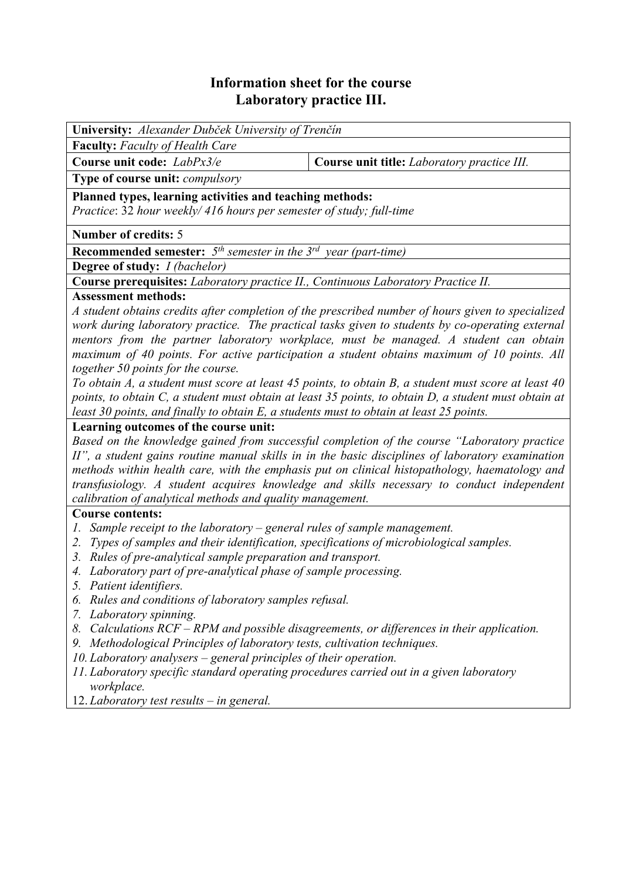# Information sheet for the course
# Laboratory practice III.

**University:** *Alexander Dubček University of Trenčín*

**Faculty:** *Faculty of Health Care*

| **Course unit code:** *LabPx3/e* | **Course unit title:** *Laboratory practice III.* |
|---|---|

**Type of course unit:** *compulsory*

**Planned types, learning activities and teaching methods:**
*Practice*: 32 *hour weekly/ 416 hours per semester of study; full-time*

**Number of credits:** 5

**Recommended semester:** *5th semester in the 3rd year (part-time)*

**Degree of study:** *I (bachelor)*

**Course prerequisites:** *Laboratory practice II., Continuous Laboratory Practice II.*

**Assessment methods:**
*A student obtains credits after completion of the prescribed number of hours given to specialized work during laboratory practice. The practical tasks given to students by co-operating external mentors from the partner laboratory workplace, must be managed. A student can obtain maximum of 40 points. For active participation a student obtains maximum of 10 points. All together 50 points for the course.*
*To obtain A, a student must score at least 45 points, to obtain B, a student must score at least 40 points, to obtain C, a student must obtain at least 35 points, to obtain D, a student must obtain at least 30 points, and finally to obtain E, a students must to obtain at least 25 points.*

**Learning outcomes of the course unit:**
*Based on the knowledge gained from successful completion of the course "Laboratory practice II", a student gains routine manual skills in in the basic disciplines of laboratory examination methods within health care, with the emphasis put on clinical histopathology, haematology and transfusiology. A student acquires knowledge and skills necessary to conduct independent calibration of analytical methods and quality management.*

**Course contents:**
1. *Sample receipt to the laboratory – general rules of sample management.*
2. *Types of samples and their identification, specifications of microbiological samples.*
3. *Rules of pre-analytical sample preparation and transport.*
4. *Laboratory part of pre-analytical phase of sample processing.*
5. *Patient identifiers.*
6. *Rules and conditions of laboratory samples refusal.*
7. *Laboratory spinning.*
8. *Calculations RCF – RPM and possible disagreements, or differences in their application.*
9. *Methodological Principles of laboratory tests, cultivation techniques.*
10. *Laboratory analysers – general principles of their operation.*
11. *Laboratory specific standard operating procedures carried out in a given laboratory workplace.*
12. *Laboratory test results – in general.*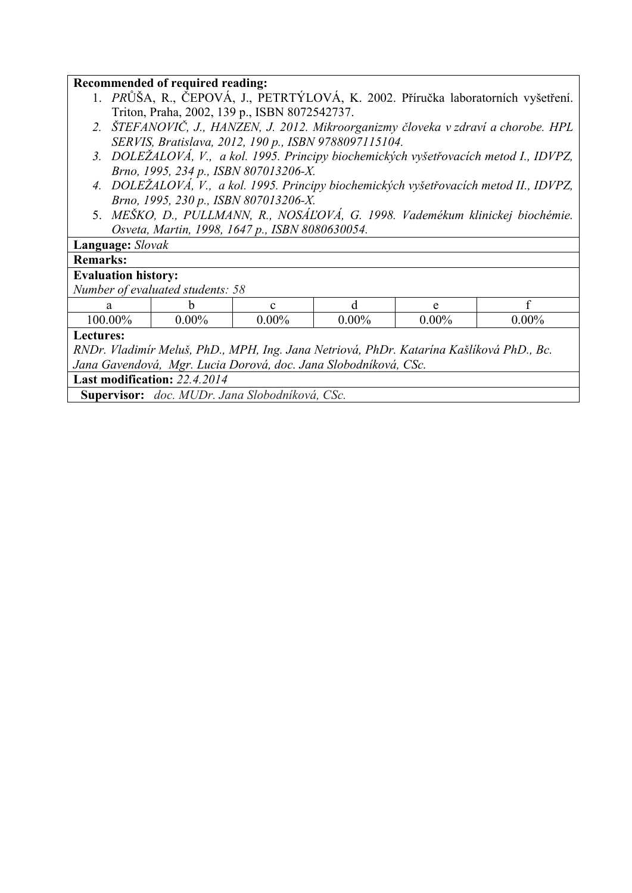**Recommended of required reading:**

1. *PRŮŠA*, R., ČEPOVÁ, J., PETRTÝLOVÁ, K. 2002. Příručka laboratorních vyšetření. Triton, Praha, 2002, 139 p., ISBN 8072542737.
2. *ŠTEFANOVIČ, J., HANZEN, J. 2012. Mikroorganizmy človeka v zdraví a chorobe. HPL SERVIS, Bratislava, 2012, 190 p., ISBN 9788097115104.*
3. *DOLEŽALOVÁ, V., a kol. 1995. Principy biochemických vyšetřovacích metod I., IDVPZ, Brno, 1995, 234 p., ISBN 807013206-X.*
4. *DOLEŽALOVÁ, V., a kol. 1995. Principy biochemických vyšetřovacích metod II., IDVPZ, Brno, 1995, 230 p., ISBN 807013206-X.*
5. *MEŠKO, D., PULLMANN, R., NOSÁĽOVÁ, G. 1998. Vademékum klinickej biochémie. Osveta, Martin, 1998, 1647 p., ISBN 8080630054.*

**Language:** *Slovak*

**Remarks:**

**Evaluation history:**

*Number of evaluated students: 58*

| a | b | c | d | e | f |
|---|---|---|---|---|---|
| 100.00% | 0.00% | 0.00% | 0.00% | 0.00% | 0.00% |

**Lectures:**

*RNDr. Vladimír Meluš, PhD., MPH, Ing. Jana Netriová, PhDr. Katarína Kašlíková PhD., Bc. Jana Gavendová, Mgr. Lucia Dorová, doc. Jana Slobodníková, CSc.*

**Last modification:** *22.4.2014*

**Supervisor:** *doc. MUDr. Jana Slobodníková, CSc.*